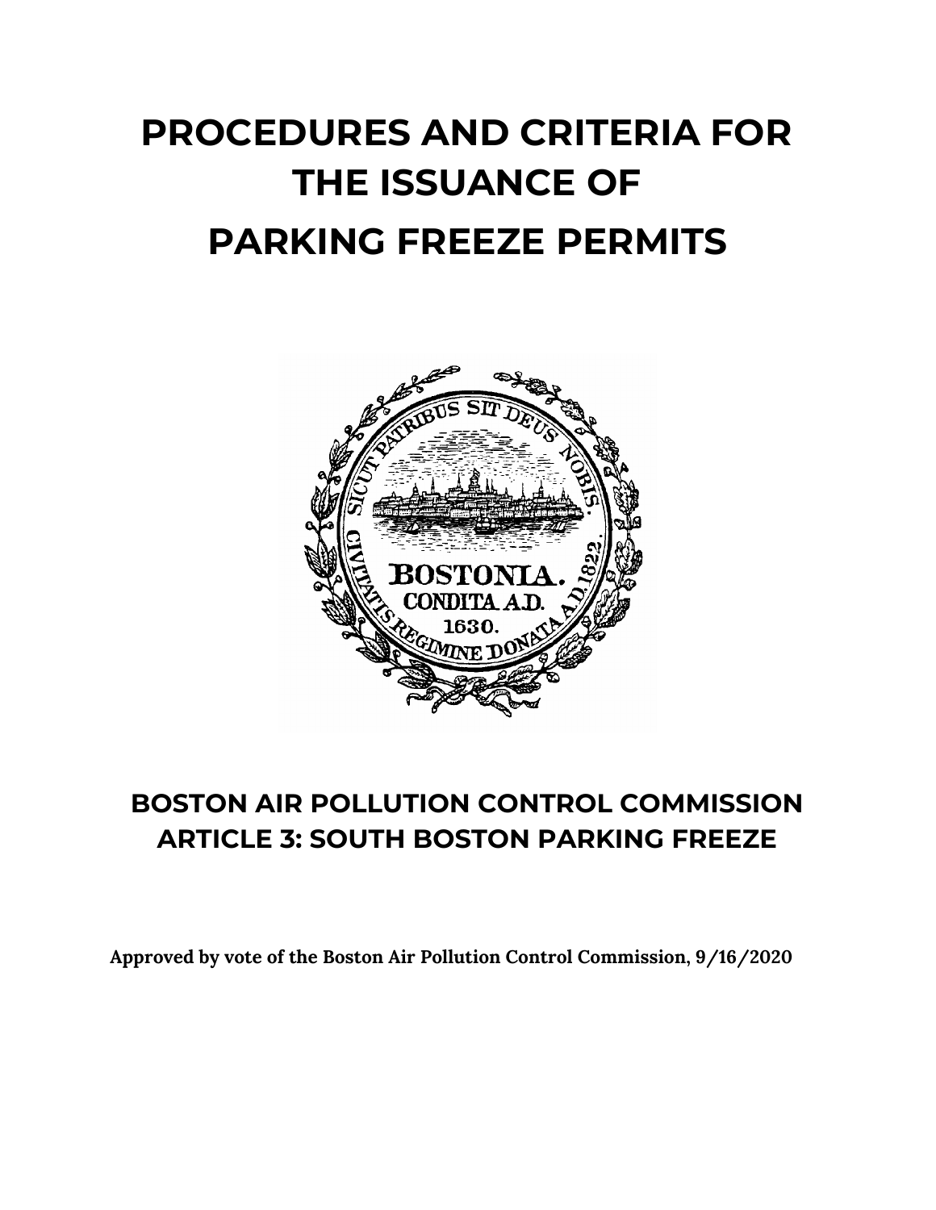# PROCEDURES AND CRITERIA FOR THE ISSUANCE OF PARKING FREEZE PERMITS

## BOSTON AIR POLLUTION CONTROL COMMISSION ARTICLE 3: SOUTH BOSTON PARKING FREEZE

**Approved by vote of the Boston Air Pollution Control Commission, 9/16/2020**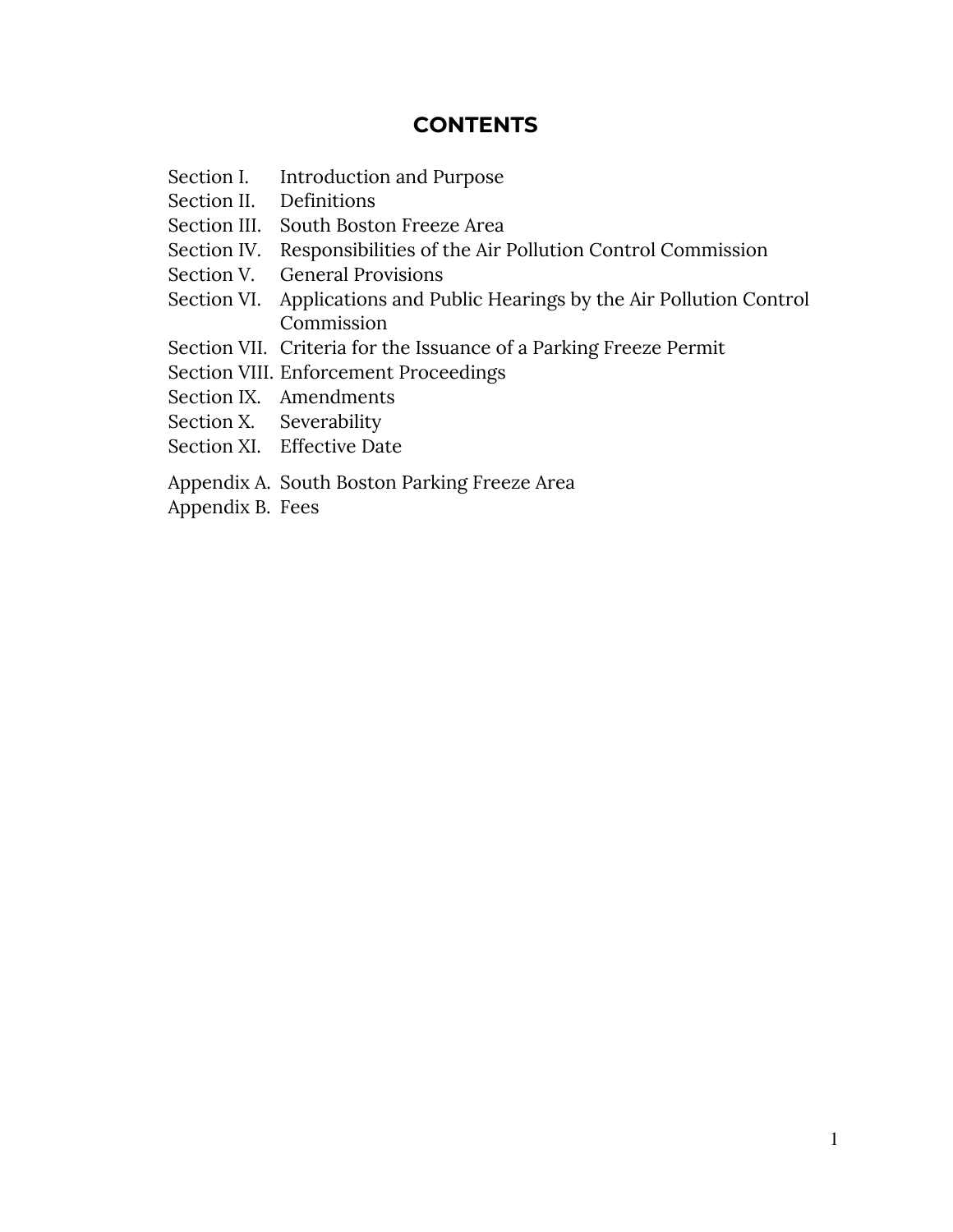## CONTENTS

Section I. Introduction and Purpose
Section II. Definitions
Section III. South Boston Freeze Area
Section IV. Responsibilities of the Air Pollution Control Commission
Section V. General Provisions
Section VI. Applications and Public Hearings by the Air Pollution Control Commission
Section VII. Criteria for the Issuance of a Parking Freeze Permit
Section VIII. Enforcement Proceedings
Section IX. Amendments
Section X. Severability
Section XI. Effective Date

Appendix A. South Boston Parking Freeze Area
Appendix B. Fees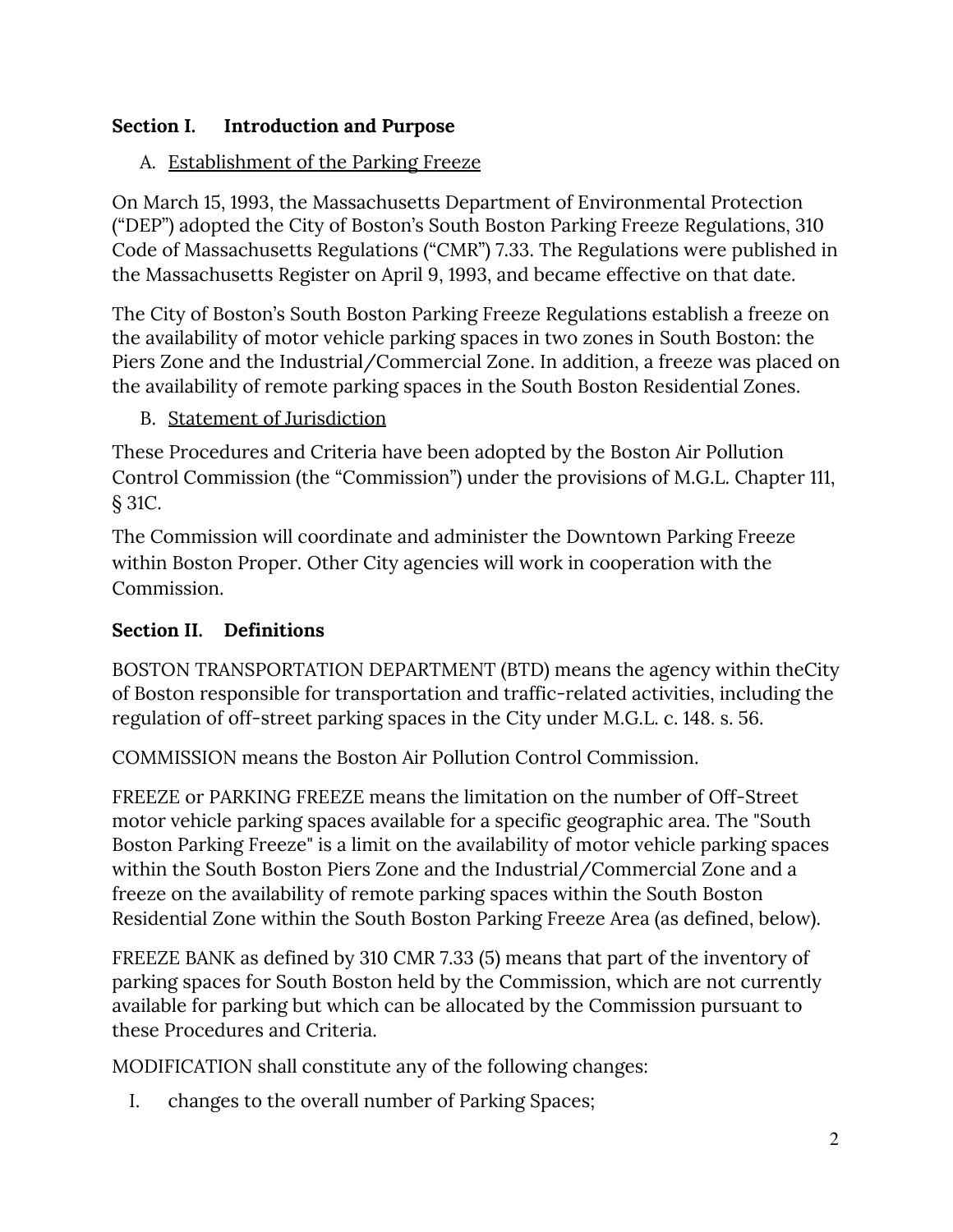## Section I. Introduction and Purpose

A. Establishment of the Parking Freeze

On March 15, 1993, the Massachusetts Department of Environmental Protection ("DEP") adopted the City of Boston's South Boston Parking Freeze Regulations, 310 Code of Massachusetts Regulations ("CMR") 7.33. The Regulations were published in the Massachusetts Register on April 9, 1993, and became effective on that date.

The City of Boston's South Boston Parking Freeze Regulations establish a freeze on the availability of motor vehicle parking spaces in two zones in South Boston: the Piers Zone and the Industrial/Commercial Zone. In addition, a freeze was placed on the availability of remote parking spaces in the South Boston Residential Zones.

B. Statement of Jurisdiction

These Procedures and Criteria have been adopted by the Boston Air Pollution Control Commission (the "Commission") under the provisions of M.G.L. Chapter 111, § 31C.

The Commission will coordinate and administer the Downtown Parking Freeze within Boston Proper. Other City agencies will work in cooperation with the Commission.

## Section II. Definitions

BOSTON TRANSPORTATION DEPARTMENT (BTD) means the agency within theCity of Boston responsible for transportation and traffic-related activities, including the regulation of off-street parking spaces in the City under M.G.L. c. 148. s. 56.

COMMISSION means the Boston Air Pollution Control Commission.

FREEZE or PARKING FREEZE means the limitation on the number of Off-Street motor vehicle parking spaces available for a specific geographic area. The "South Boston Parking Freeze" is a limit on the availability of motor vehicle parking spaces within the South Boston Piers Zone and the Industrial/Commercial Zone and a freeze on the availability of remote parking spaces within the South Boston Residential Zone within the South Boston Parking Freeze Area (as defined, below).

FREEZE BANK as defined by 310 CMR 7.33 (5) means that part of the inventory of parking spaces for South Boston held by the Commission, which are not currently available for parking but which can be allocated by the Commission pursuant to these Procedures and Criteria.

MODIFICATION shall constitute any of the following changes:

I. changes to the overall number of Parking Spaces;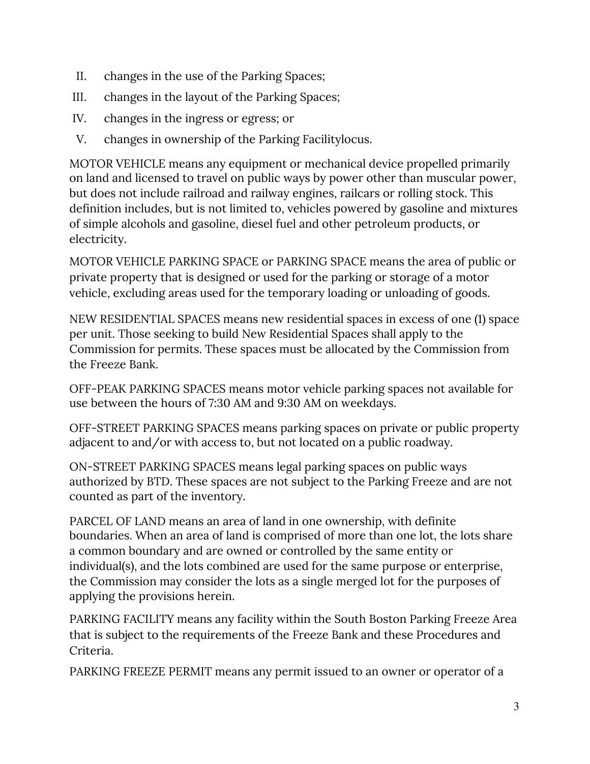II. changes in the use of the Parking Spaces;
III. changes in the layout of the Parking Spaces;
IV. changes in the ingress or egress; or
V. changes in ownership of the Parking Facilitylocus.

MOTOR VEHICLE means any equipment or mechanical device propelled primarily on land and licensed to travel on public ways by power other than muscular power, but does not include railroad and railway engines, railcars or rolling stock. This definition includes, but is not limited to, vehicles powered by gasoline and mixtures of simple alcohols and gasoline, diesel fuel and other petroleum products, or electricity.

MOTOR VEHICLE PARKING SPACE or PARKING SPACE means the area of public or private property that is designed or used for the parking or storage of a motor vehicle, excluding areas used for the temporary loading or unloading of goods.

NEW RESIDENTIAL SPACES means new residential spaces in excess of one (1) space per unit. Those seeking to build New Residential Spaces shall apply to the Commission for permits. These spaces must be allocated by the Commission from the Freeze Bank.

OFF-PEAK PARKING SPACES means motor vehicle parking spaces not available for use between the hours of 7:30 AM and 9:30 AM on weekdays.

OFF-STREET PARKING SPACES means parking spaces on private or public property adjacent to and/or with access to, but not located on a public roadway.

ON-STREET PARKING SPACES means legal parking spaces on public ways authorized by BTD. These spaces are not subject to the Parking Freeze and are not counted as part of the inventory.

PARCEL OF LAND means an area of land in one ownership, with definite boundaries. When an area of land is comprised of more than one lot, the lots share a common boundary and are owned or controlled by the same entity or individual(s), and the lots combined are used for the same purpose or enterprise, the Commission may consider the lots as a single merged lot for the purposes of applying the provisions herein.

PARKING FACILITY means any facility within the South Boston Parking Freeze Area that is subject to the requirements of the Freeze Bank and these Procedures and Criteria.

PARKING FREEZE PERMIT means any permit issued to an owner or operator of a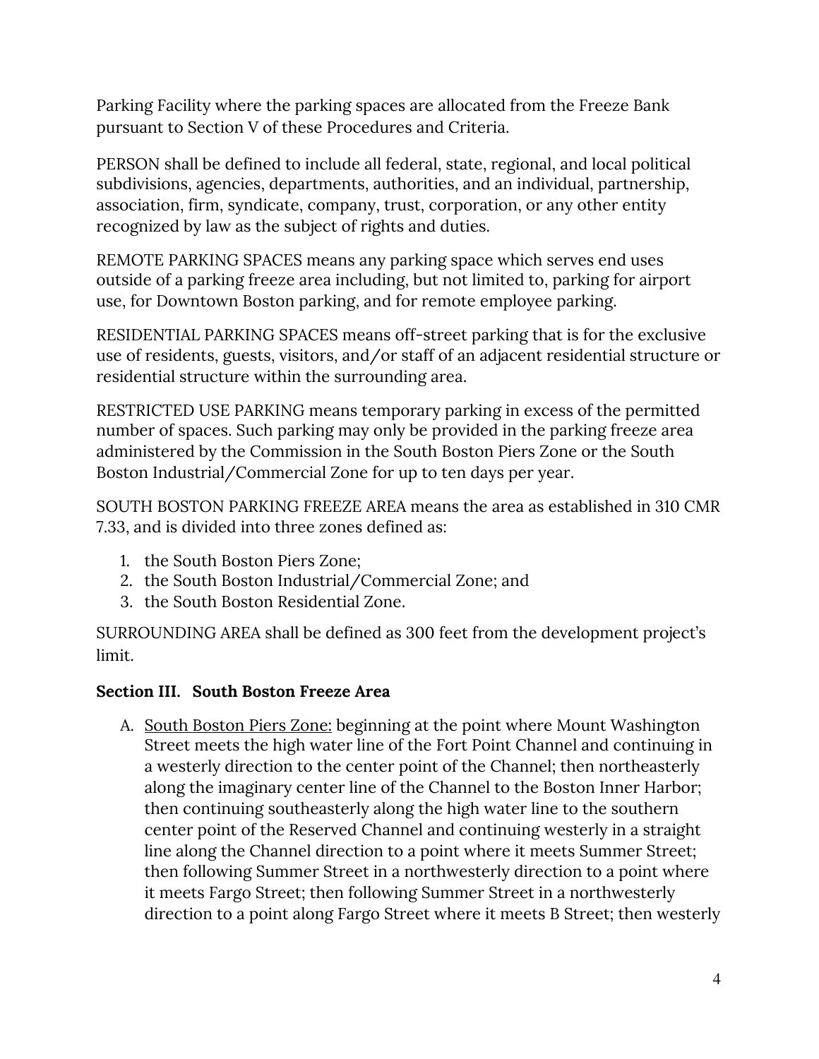Parking Facility where the parking spaces are allocated from the Freeze Bank pursuant to Section V of these Procedures and Criteria.

PERSON shall be defined to include all federal, state, regional, and local political subdivisions, agencies, departments, authorities, and an individual, partnership, association, firm, syndicate, company, trust, corporation, or any other entity recognized by law as the subject of rights and duties.

REMOTE PARKING SPACES means any parking space which serves end uses outside of a parking freeze area including, but not limited to, parking for airport use, for Downtown Boston parking, and for remote employee parking.

RESIDENTIAL PARKING SPACES means off-street parking that is for the exclusive use of residents, guests, visitors, and/or staff of an adjacent residential structure or residential structure within the surrounding area.

RESTRICTED USE PARKING means temporary parking in excess of the permitted number of spaces. Such parking may only be provided in the parking freeze area administered by the Commission in the South Boston Piers Zone or the South Boston Industrial/Commercial Zone for up to ten days per year.

SOUTH BOSTON PARKING FREEZE AREA means the area as established in 310 CMR 7.33, and is divided into three zones defined as:

1. the South Boston Piers Zone;
2. the South Boston Industrial/Commercial Zone; and
3. the South Boston Residential Zone.

SURROUNDING AREA shall be defined as 300 feet from the development project's limit.

**Section III. South Boston Freeze Area**

A. South Boston Piers Zone: beginning at the point where Mount Washington Street meets the high water line of the Fort Point Channel and continuing in a westerly direction to the center point of the Channel; then northeasterly along the imaginary center line of the Channel to the Boston Inner Harbor; then continuing southeasterly along the high water line to the southern center point of the Reserved Channel and continuing westerly in a straight line along the Channel direction to a point where it meets Summer Street; then following Summer Street in a northwesterly direction to a point where it meets Fargo Street; then following Summer Street in a northwesterly direction to a point along Fargo Street where it meets B Street; then westerly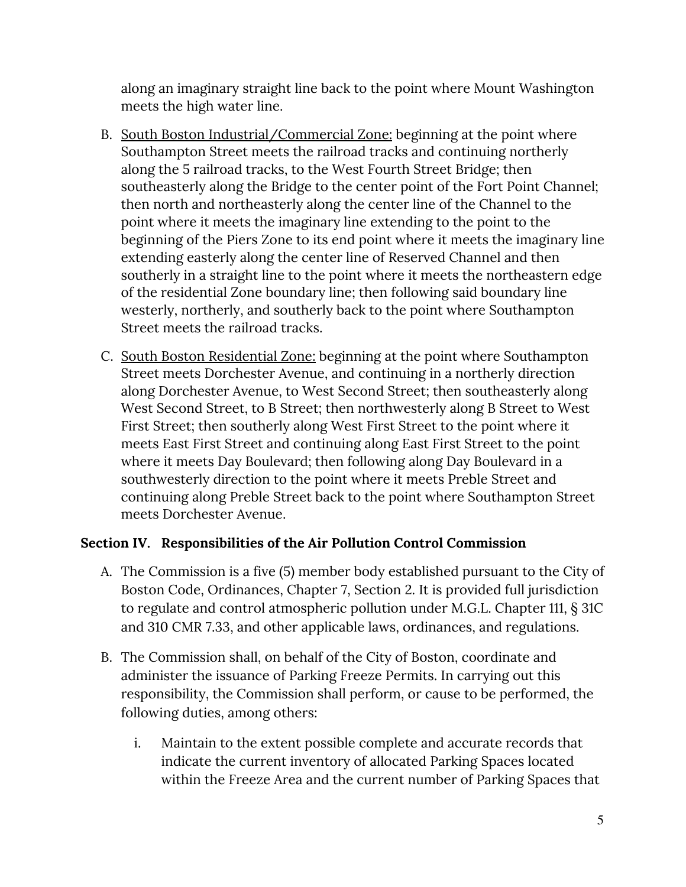along an imaginary straight line back to the point where Mount Washington meets the high water line.

B. <u>South Boston Industrial/Commercial Zone:</u> beginning at the point where Southampton Street meets the railroad tracks and continuing northerly along the 5 railroad tracks, to the West Fourth Street Bridge; then southeasterly along the Bridge to the center point of the Fort Point Channel; then north and northeasterly along the center line of the Channel to the point where it meets the imaginary line extending to the point to the beginning of the Piers Zone to its end point where it meets the imaginary line extending easterly along the center line of Reserved Channel and then southerly in a straight line to the point where it meets the northeastern edge of the residential Zone boundary line; then following said boundary line westerly, northerly, and southerly back to the point where Southampton Street meets the railroad tracks.

C. <u>South Boston Residential Zone:</u> beginning at the point where Southampton Street meets Dorchester Avenue, and continuing in a northerly direction along Dorchester Avenue, to West Second Street; then southeasterly along West Second Street, to B Street; then northwesterly along B Street to West First Street; then southerly along West First Street to the point where it meets East First Street and continuing along East First Street to the point where it meets Day Boulevard; then following along Day Boulevard in a southwesterly direction to the point where it meets Preble Street and continuing along Preble Street back to the point where Southampton Street meets Dorchester Avenue.

**Section IV. Responsibilities of the Air Pollution Control Commission**

A. The Commission is a five (5) member body established pursuant to the City of Boston Code, Ordinances, Chapter 7, Section 2. It is provided full jurisdiction to regulate and control atmospheric pollution under M.G.L. Chapter 111, § 31C and 310 CMR 7.33, and other applicable laws, ordinances, and regulations.

B. The Commission shall, on behalf of the City of Boston, coordinate and administer the issuance of Parking Freeze Permits. In carrying out this responsibility, the Commission shall perform, or cause to be performed, the following duties, among others:

   i. Maintain to the extent possible complete and accurate records that indicate the current inventory of allocated Parking Spaces located within the Freeze Area and the current number of Parking Spaces that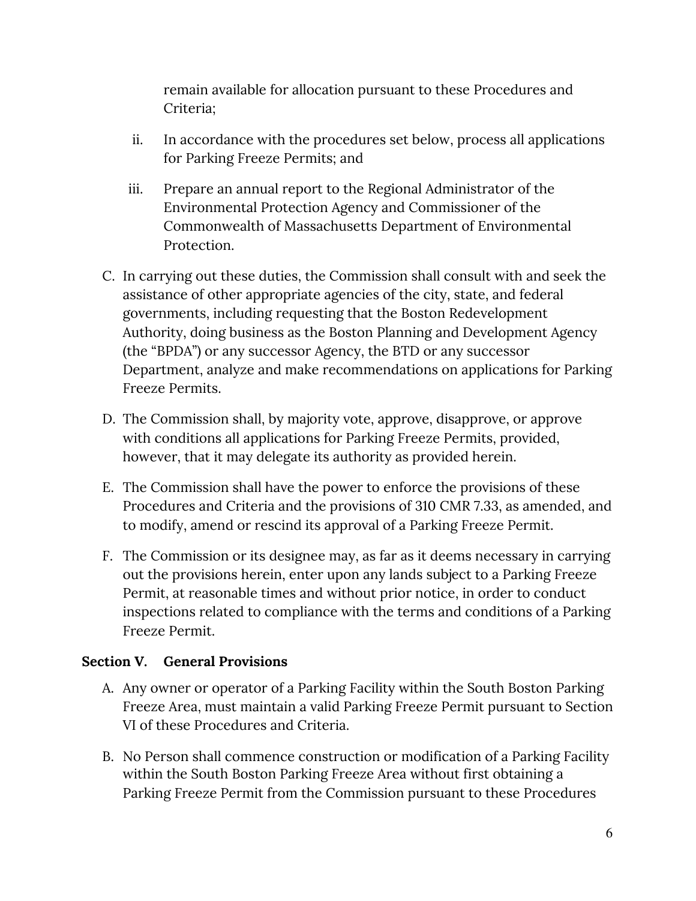remain available for allocation pursuant to these Procedures and Criteria;

ii. In accordance with the procedures set below, process all applications for Parking Freeze Permits; and

iii. Prepare an annual report to the Regional Administrator of the Environmental Protection Agency and Commissioner of the Commonwealth of Massachusetts Department of Environmental Protection.

C. In carrying out these duties, the Commission shall consult with and seek the assistance of other appropriate agencies of the city, state, and federal governments, including requesting that the Boston Redevelopment Authority, doing business as the Boston Planning and Development Agency (the "BPDA") or any successor Agency, the BTD or any successor Department, analyze and make recommendations on applications for Parking Freeze Permits.

D. The Commission shall, by majority vote, approve, disapprove, or approve with conditions all applications for Parking Freeze Permits, provided, however, that it may delegate its authority as provided herein.

E. The Commission shall have the power to enforce the provisions of these Procedures and Criteria and the provisions of 310 CMR 7.33, as amended, and to modify, amend or rescind its approval of a Parking Freeze Permit.

F. The Commission or its designee may, as far as it deems necessary in carrying out the provisions herein, enter upon any lands subject to a Parking Freeze Permit, at reasonable times and without prior notice, in order to conduct inspections related to compliance with the terms and conditions of a Parking Freeze Permit.

## Section V. General Provisions

A. Any owner or operator of a Parking Facility within the South Boston Parking Freeze Area, must maintain a valid Parking Freeze Permit pursuant to Section VI of these Procedures and Criteria.

B. No Person shall commence construction or modification of a Parking Facility within the South Boston Parking Freeze Area without first obtaining a Parking Freeze Permit from the Commission pursuant to these Procedures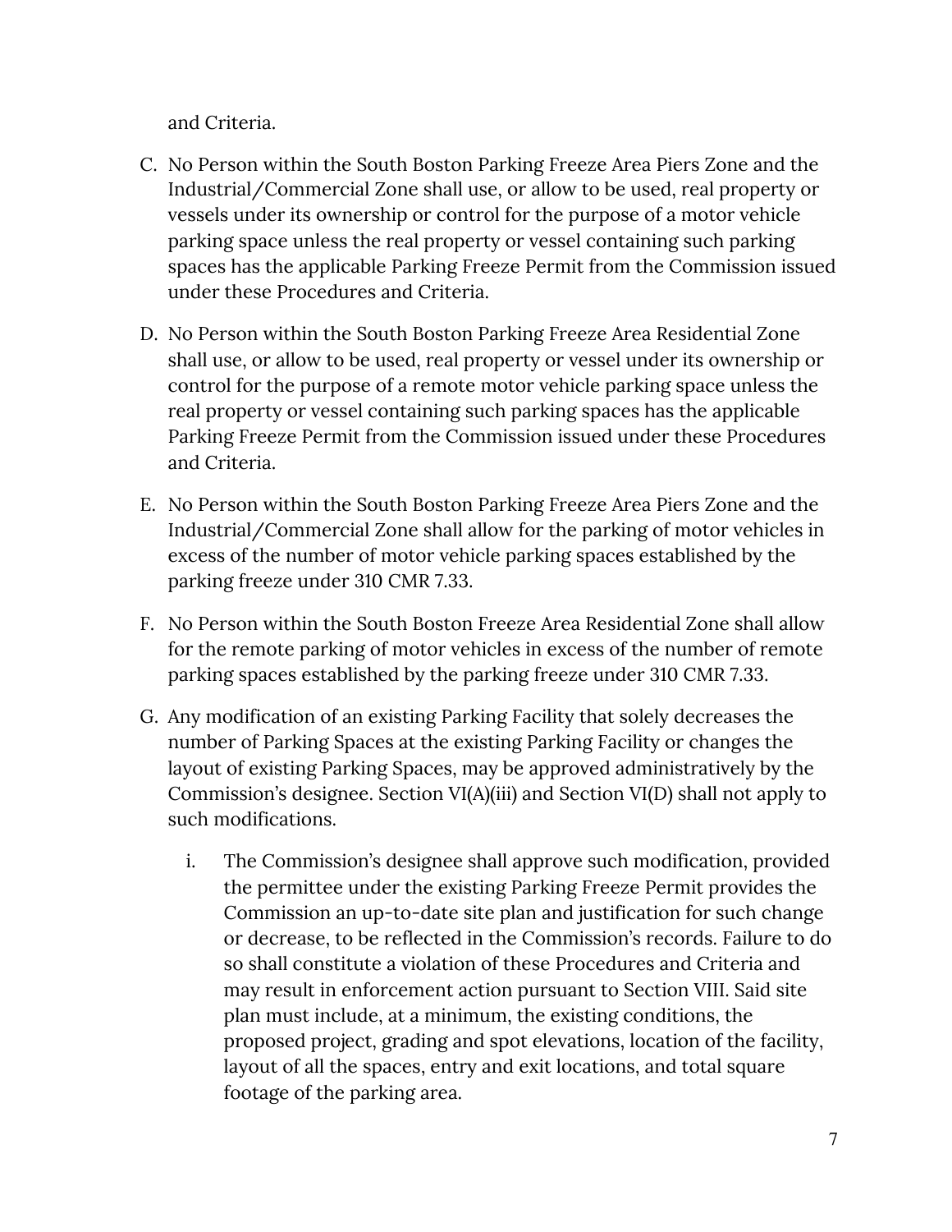and Criteria.

C. No Person within the South Boston Parking Freeze Area Piers Zone and the Industrial/Commercial Zone shall use, or allow to be used, real property or vessels under its ownership or control for the purpose of a motor vehicle parking space unless the real property or vessel containing such parking spaces has the applicable Parking Freeze Permit from the Commission issued under these Procedures and Criteria.

D. No Person within the South Boston Parking Freeze Area Residential Zone shall use, or allow to be used, real property or vessel under its ownership or control for the purpose of a remote motor vehicle parking space unless the real property or vessel containing such parking spaces has the applicable Parking Freeze Permit from the Commission issued under these Procedures and Criteria.

E. No Person within the South Boston Parking Freeze Area Piers Zone and the Industrial/Commercial Zone shall allow for the parking of motor vehicles in excess of the number of motor vehicle parking spaces established by the parking freeze under 310 CMR 7.33.

F. No Person within the South Boston Freeze Area Residential Zone shall allow for the remote parking of motor vehicles in excess of the number of remote parking spaces established by the parking freeze under 310 CMR 7.33.

G. Any modification of an existing Parking Facility that solely decreases the number of Parking Spaces at the existing Parking Facility or changes the layout of existing Parking Spaces, may be approved administratively by the Commission's designee. Section VI(A)(iii) and Section VI(D) shall not apply to such modifications.

   i. The Commission's designee shall approve such modification, provided the permittee under the existing Parking Freeze Permit provides the Commission an up-to-date site plan and justification for such change or decrease, to be reflected in the Commission's records. Failure to do so shall constitute a violation of these Procedures and Criteria and may result in enforcement action pursuant to Section VIII. Said site plan must include, at a minimum, the existing conditions, the proposed project, grading and spot elevations, location of the facility, layout of all the spaces, entry and exit locations, and total square footage of the parking area.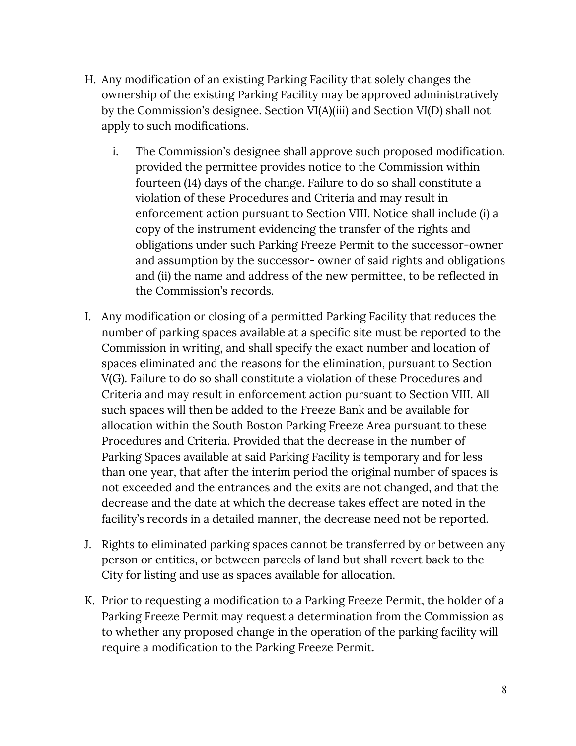H. Any modification of an existing Parking Facility that solely changes the ownership of the existing Parking Facility may be approved administratively by the Commission's designee. Section VI(A)(iii) and Section VI(D) shall not apply to such modifications.

   i. The Commission's designee shall approve such proposed modification, provided the permittee provides notice to the Commission within fourteen (14) days of the change. Failure to do so shall constitute a violation of these Procedures and Criteria and may result in enforcement action pursuant to Section VIII. Notice shall include (i) a copy of the instrument evidencing the transfer of the rights and obligations under such Parking Freeze Permit to the successor-owner and assumption by the successor- owner of said rights and obligations and (ii) the name and address of the new permittee, to be reflected in the Commission's records.

I. Any modification or closing of a permitted Parking Facility that reduces the number of parking spaces available at a specific site must be reported to the Commission in writing, and shall specify the exact number and location of spaces eliminated and the reasons for the elimination, pursuant to Section V(G). Failure to do so shall constitute a violation of these Procedures and Criteria and may result in enforcement action pursuant to Section VIII. All such spaces will then be added to the Freeze Bank and be available for allocation within the South Boston Parking Freeze Area pursuant to these Procedures and Criteria. Provided that the decrease in the number of Parking Spaces available at said Parking Facility is temporary and for less than one year, that after the interim period the original number of spaces is not exceeded and the entrances and the exits are not changed, and that the decrease and the date at which the decrease takes effect are noted in the facility's records in a detailed manner, the decrease need not be reported.

J. Rights to eliminated parking spaces cannot be transferred by or between any person or entities, or between parcels of land but shall revert back to the City for listing and use as spaces available for allocation.

K. Prior to requesting a modification to a Parking Freeze Permit, the holder of a Parking Freeze Permit may request a determination from the Commission as to whether any proposed change in the operation of the parking facility will require a modification to the Parking Freeze Permit.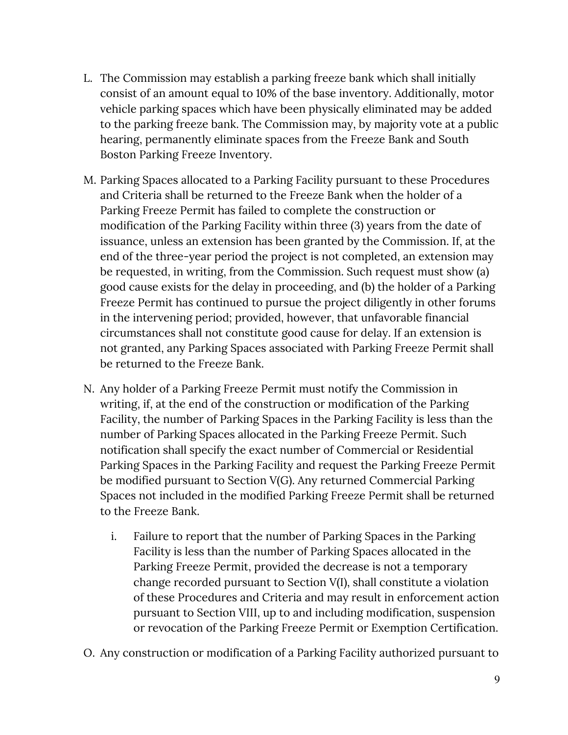L. The Commission may establish a parking freeze bank which shall initially consist of an amount equal to 10% of the base inventory. Additionally, motor vehicle parking spaces which have been physically eliminated may be added to the parking freeze bank. The Commission may, by majority vote at a public hearing, permanently eliminate spaces from the Freeze Bank and South Boston Parking Freeze Inventory.

M. Parking Spaces allocated to a Parking Facility pursuant to these Procedures and Criteria shall be returned to the Freeze Bank when the holder of a Parking Freeze Permit has failed to complete the construction or modification of the Parking Facility within three (3) years from the date of issuance, unless an extension has been granted by the Commission. If, at the end of the three-year period the project is not completed, an extension may be requested, in writing, from the Commission. Such request must show (a) good cause exists for the delay in proceeding, and (b) the holder of a Parking Freeze Permit has continued to pursue the project diligently in other forums in the intervening period; provided, however, that unfavorable financial circumstances shall not constitute good cause for delay. If an extension is not granted, any Parking Spaces associated with Parking Freeze Permit shall be returned to the Freeze Bank.

N. Any holder of a Parking Freeze Permit must notify the Commission in writing, if, at the end of the construction or modification of the Parking Facility, the number of Parking Spaces in the Parking Facility is less than the number of Parking Spaces allocated in the Parking Freeze Permit. Such notification shall specify the exact number of Commercial or Residential Parking Spaces in the Parking Facility and request the Parking Freeze Permit be modified pursuant to Section V(G). Any returned Commercial Parking Spaces not included in the modified Parking Freeze Permit shall be returned to the Freeze Bank.

   i. Failure to report that the number of Parking Spaces in the Parking Facility is less than the number of Parking Spaces allocated in the Parking Freeze Permit, provided the decrease is not a temporary change recorded pursuant to Section V(I), shall constitute a violation of these Procedures and Criteria and may result in enforcement action pursuant to Section VIII, up to and including modification, suspension or revocation of the Parking Freeze Permit or Exemption Certification.

O. Any construction or modification of a Parking Facility authorized pursuant to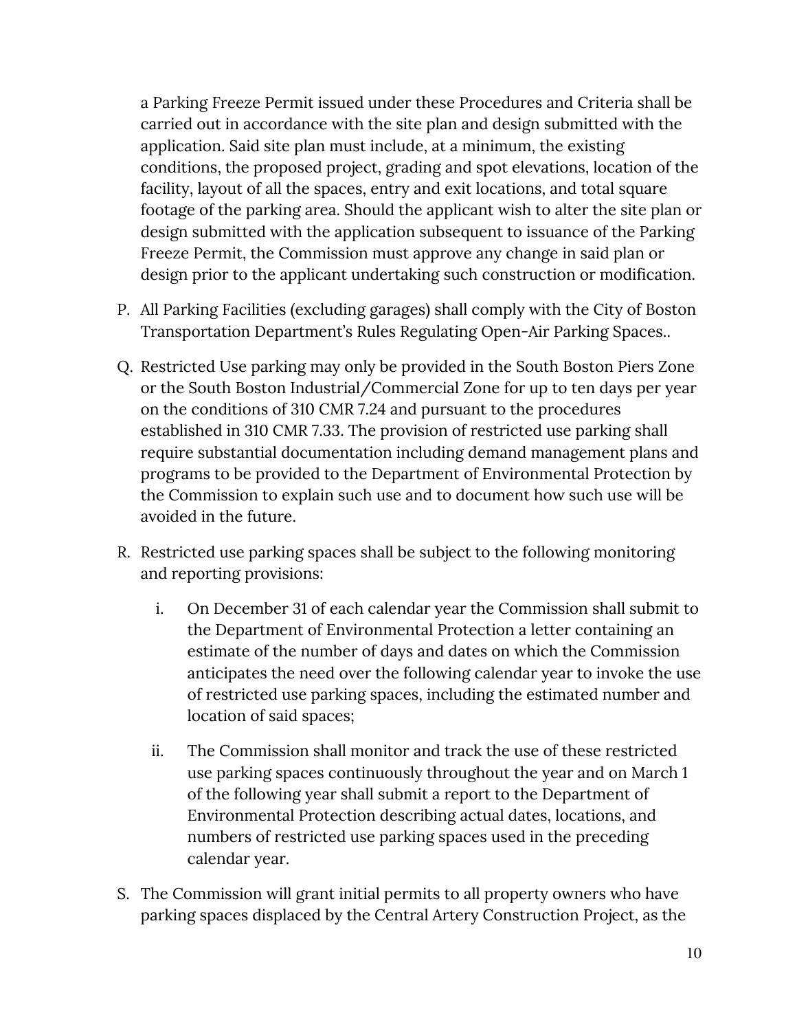a Parking Freeze Permit issued under these Procedures and Criteria shall be carried out in accordance with the site plan and design submitted with the application. Said site plan must include, at a minimum, the existing conditions, the proposed project, grading and spot elevations, location of the facility, layout of all the spaces, entry and exit locations, and total square footage of the parking area. Should the applicant wish to alter the site plan or design submitted with the application subsequent to issuance of the Parking Freeze Permit, the Commission must approve any change in said plan or design prior to the applicant undertaking such construction or modification.

P. All Parking Facilities (excluding garages) shall comply with the City of Boston Transportation Department's Rules Regulating Open-Air Parking Spaces..

Q. Restricted Use parking may only be provided in the South Boston Piers Zone or the South Boston Industrial/Commercial Zone for up to ten days per year on the conditions of 310 CMR 7.24 and pursuant to the procedures established in 310 CMR 7.33. The provision of restricted use parking shall require substantial documentation including demand management plans and programs to be provided to the Department of Environmental Protection by the Commission to explain such use and to document how such use will be avoided in the future.

R. Restricted use parking spaces shall be subject to the following monitoring and reporting provisions:

   i. On December 31 of each calendar year the Commission shall submit to the Department of Environmental Protection a letter containing an estimate of the number of days and dates on which the Commission anticipates the need over the following calendar year to invoke the use of restricted use parking spaces, including the estimated number and location of said spaces;

   ii. The Commission shall monitor and track the use of these restricted use parking spaces continuously throughout the year and on March 1 of the following year shall submit a report to the Department of Environmental Protection describing actual dates, locations, and numbers of restricted use parking spaces used in the preceding calendar year.

S. The Commission will grant initial permits to all property owners who have parking spaces displaced by the Central Artery Construction Project, as the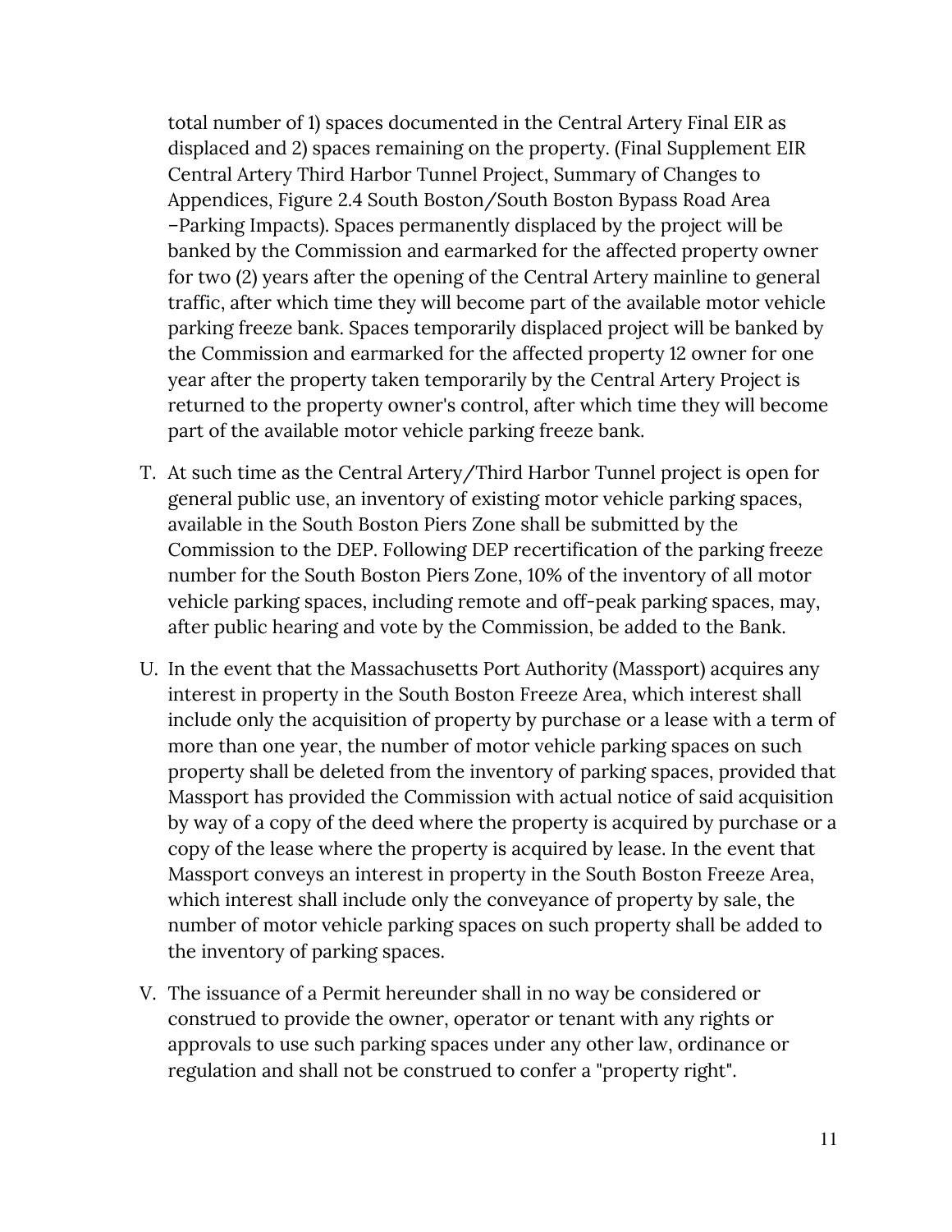total number of 1) spaces documented in the Central Artery Final EIR as displaced and 2) spaces remaining on the property. (Final Supplement EIR Central Artery Third Harbor Tunnel Project, Summary of Changes to Appendices, Figure 2.4 South Boston/South Boston Bypass Road Area –Parking Impacts). Spaces permanently displaced by the project will be banked by the Commission and earmarked for the affected property owner for two (2) years after the opening of the Central Artery mainline to general traffic, after which time they will become part of the available motor vehicle parking freeze bank. Spaces temporarily displaced project will be banked by the Commission and earmarked for the affected property 12 owner for one year after the property taken temporarily by the Central Artery Project is returned to the property owner's control, after which time they will become part of the available motor vehicle parking freeze bank.

T. At such time as the Central Artery/Third Harbor Tunnel project is open for general public use, an inventory of existing motor vehicle parking spaces, available in the South Boston Piers Zone shall be submitted by the Commission to the DEP. Following DEP recertification of the parking freeze number for the South Boston Piers Zone, 10% of the inventory of all motor vehicle parking spaces, including remote and off-peak parking spaces, may, after public hearing and vote by the Commission, be added to the Bank.

U. In the event that the Massachusetts Port Authority (Massport) acquires any interest in property in the South Boston Freeze Area, which interest shall include only the acquisition of property by purchase or a lease with a term of more than one year, the number of motor vehicle parking spaces on such property shall be deleted from the inventory of parking spaces, provided that Massport has provided the Commission with actual notice of said acquisition by way of a copy of the deed where the property is acquired by purchase or a copy of the lease where the property is acquired by lease. In the event that Massport conveys an interest in property in the South Boston Freeze Area, which interest shall include only the conveyance of property by sale, the number of motor vehicle parking spaces on such property shall be added to the inventory of parking spaces.

V. The issuance of a Permit hereunder shall in no way be considered or construed to provide the owner, operator or tenant with any rights or approvals to use such parking spaces under any other law, ordinance or regulation and shall not be construed to confer a "property right".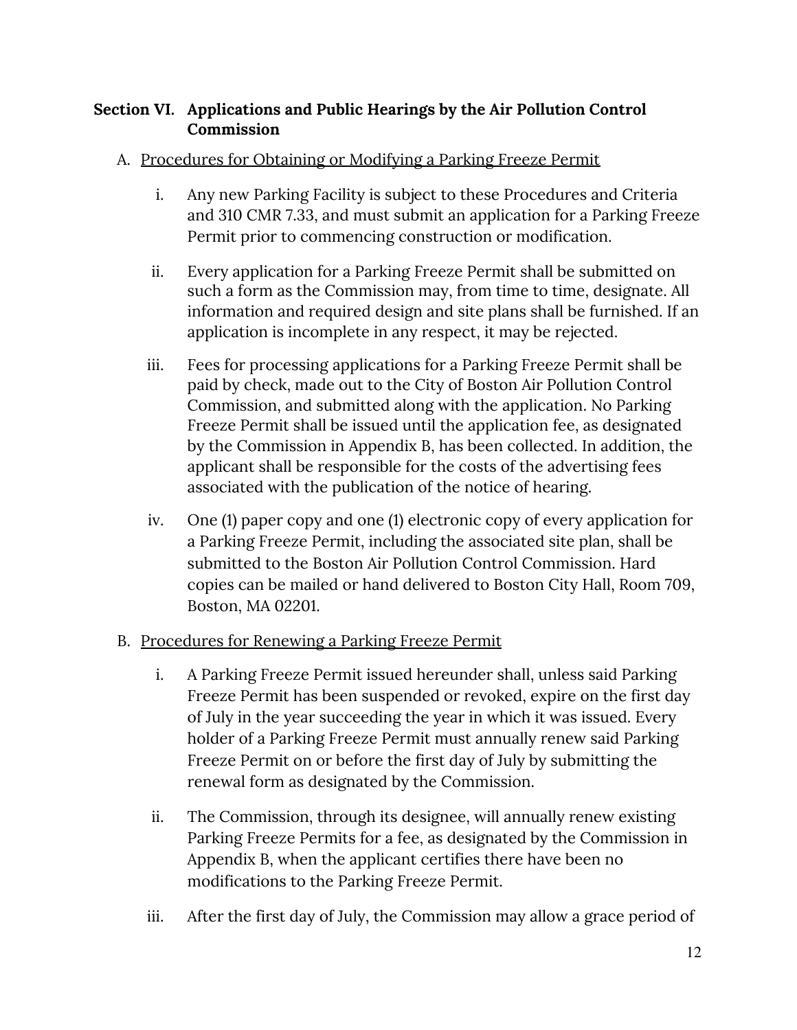## Section VI. Applications and Public Hearings by the Air Pollution Control Commission

A. Procedures for Obtaining or Modifying a Parking Freeze Permit

i. Any new Parking Facility is subject to these Procedures and Criteria and 310 CMR 7.33, and must submit an application for a Parking Freeze Permit prior to commencing construction or modification.

ii. Every application for a Parking Freeze Permit shall be submitted on such a form as the Commission may, from time to time, designate. All information and required design and site plans shall be furnished. If an application is incomplete in any respect, it may be rejected.

iii. Fees for processing applications for a Parking Freeze Permit shall be paid by check, made out to the City of Boston Air Pollution Control Commission, and submitted along with the application. No Parking Freeze Permit shall be issued until the application fee, as designated by the Commission in Appendix B, has been collected. In addition, the applicant shall be responsible for the costs of the advertising fees associated with the publication of the notice of hearing.

iv. One (1) paper copy and one (1) electronic copy of every application for a Parking Freeze Permit, including the associated site plan, shall be submitted to the Boston Air Pollution Control Commission. Hard copies can be mailed or hand delivered to Boston City Hall, Room 709, Boston, MA 02201.

B. Procedures for Renewing a Parking Freeze Permit

i. A Parking Freeze Permit issued hereunder shall, unless said Parking Freeze Permit has been suspended or revoked, expire on the first day of July in the year succeeding the year in which it was issued. Every holder of a Parking Freeze Permit must annually renew said Parking Freeze Permit on or before the first day of July by submitting the renewal form as designated by the Commission.

ii. The Commission, through its designee, will annually renew existing Parking Freeze Permits for a fee, as designated by the Commission in Appendix B, when the applicant certifies there have been no modifications to the Parking Freeze Permit.

iii. After the first day of July, the Commission may allow a grace period of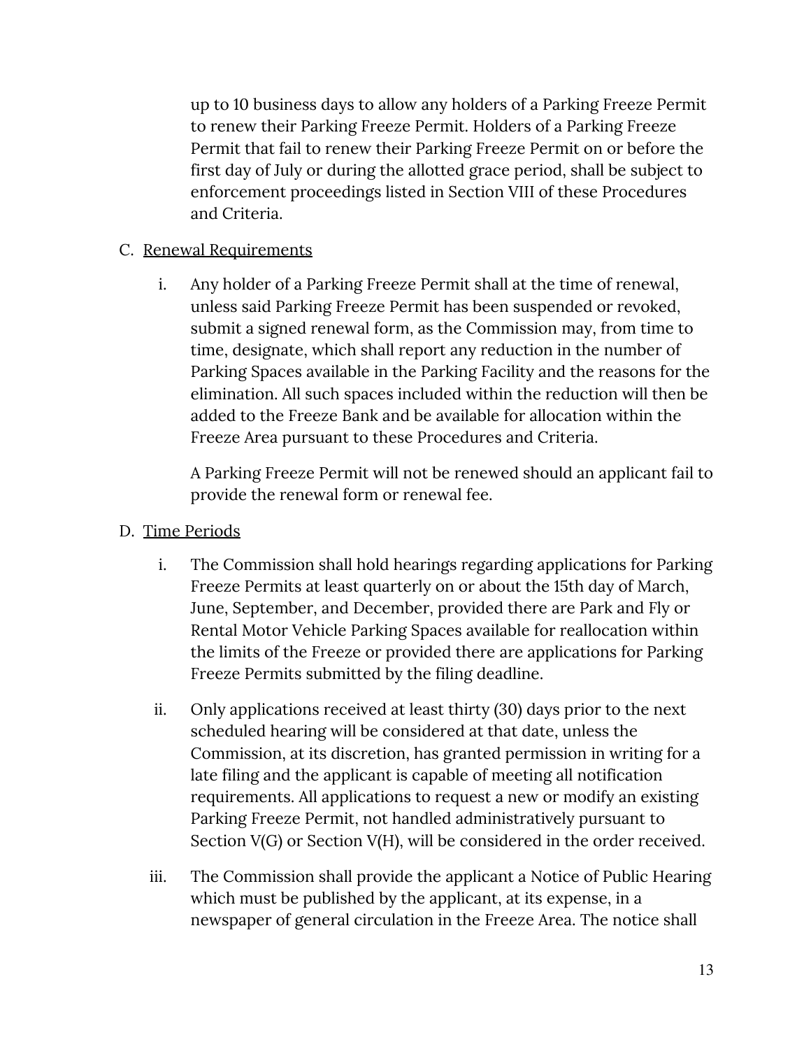up to 10 business days to allow any holders of a Parking Freeze Permit to renew their Parking Freeze Permit. Holders of a Parking Freeze Permit that fail to renew their Parking Freeze Permit on or before the first day of July or during the allotted grace period, shall be subject to enforcement proceedings listed in Section VIII of these Procedures and Criteria.

C. Renewal Requirements

i. Any holder of a Parking Freeze Permit shall at the time of renewal, unless said Parking Freeze Permit has been suspended or revoked, submit a signed renewal form, as the Commission may, from time to time, designate, which shall report any reduction in the number of Parking Spaces available in the Parking Facility and the reasons for the elimination. All such spaces included within the reduction will then be added to the Freeze Bank and be available for allocation within the Freeze Area pursuant to these Procedures and Criteria.

A Parking Freeze Permit will not be renewed should an applicant fail to provide the renewal form or renewal fee.

D. Time Periods

i. The Commission shall hold hearings regarding applications for Parking Freeze Permits at least quarterly on or about the 15th day of March, June, September, and December, provided there are Park and Fly or Rental Motor Vehicle Parking Spaces available for reallocation within the limits of the Freeze or provided there are applications for Parking Freeze Permits submitted by the filing deadline.

ii. Only applications received at least thirty (30) days prior to the next scheduled hearing will be considered at that date, unless the Commission, at its discretion, has granted permission in writing for a late filing and the applicant is capable of meeting all notification requirements. All applications to request a new or modify an existing Parking Freeze Permit, not handled administratively pursuant to Section V(G) or Section V(H), will be considered in the order received.

iii. The Commission shall provide the applicant a Notice of Public Hearing which must be published by the applicant, at its expense, in a newspaper of general circulation in the Freeze Area. The notice shall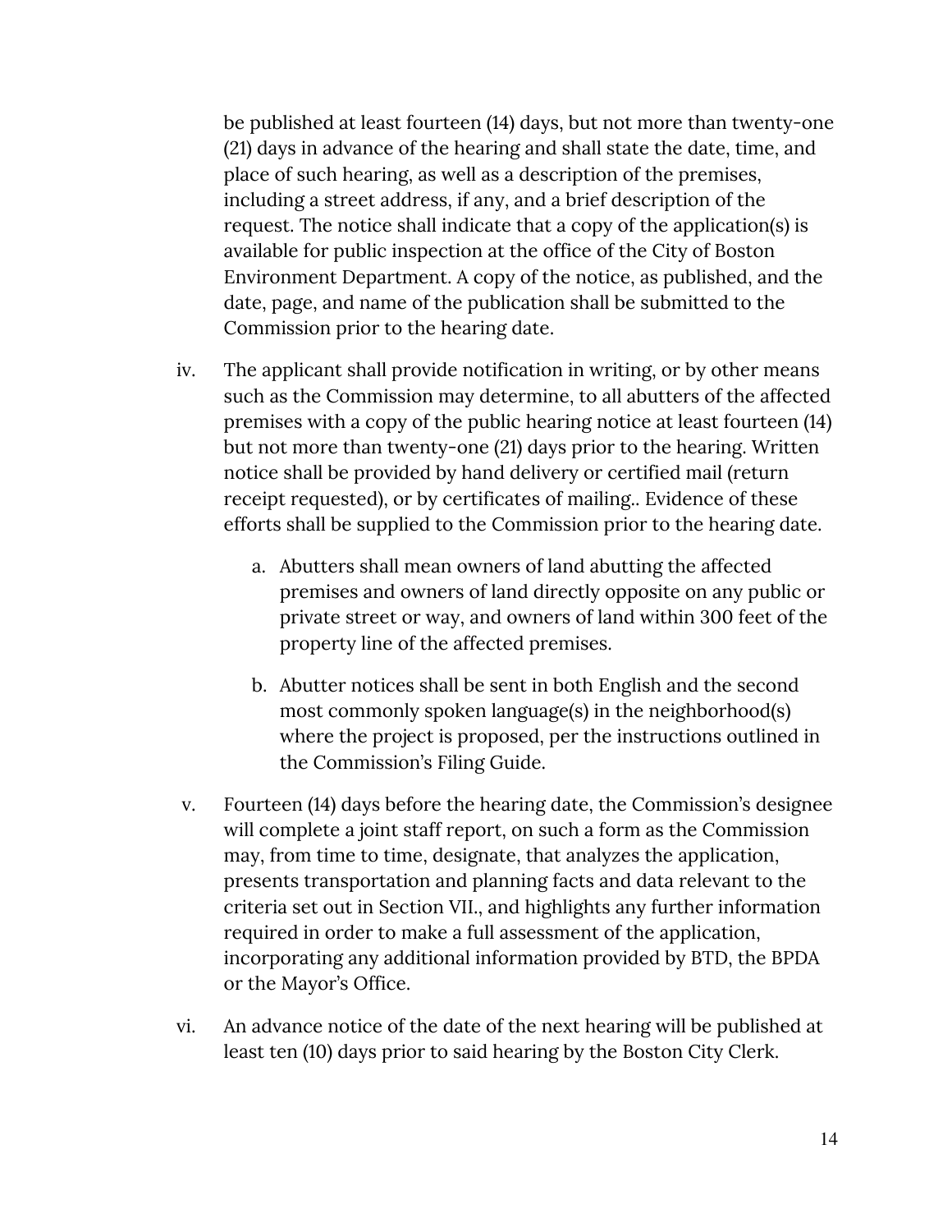be published at least fourteen (14) days, but not more than twenty-one (21) days in advance of the hearing and shall state the date, time, and place of such hearing, as well as a description of the premises, including a street address, if any, and a brief description of the request. The notice shall indicate that a copy of the application(s) is available for public inspection at the office of the City of Boston Environment Department. A copy of the notice, as published, and the date, page, and name of the publication shall be submitted to the Commission prior to the hearing date.

iv. The applicant shall provide notification in writing, or by other means such as the Commission may determine, to all abutters of the affected premises with a copy of the public hearing notice at least fourteen (14) but not more than twenty-one (21) days prior to the hearing. Written notice shall be provided by hand delivery or certified mail (return receipt requested), or by certificates of mailing.. Evidence of these efforts shall be supplied to the Commission prior to the hearing date.

    a. Abutters shall mean owners of land abutting the affected premises and owners of land directly opposite on any public or private street or way, and owners of land within 300 feet of the property line of the affected premises.

    b. Abutter notices shall be sent in both English and the second most commonly spoken language(s) in the neighborhood(s) where the project is proposed, per the instructions outlined in the Commission's Filing Guide.

v. Fourteen (14) days before the hearing date, the Commission's designee will complete a joint staff report, on such a form as the Commission may, from time to time, designate, that analyzes the application, presents transportation and planning facts and data relevant to the criteria set out in Section VII., and highlights any further information required in order to make a full assessment of the application, incorporating any additional information provided by BTD, the BPDA or the Mayor's Office.

vi. An advance notice of the date of the next hearing will be published at least ten (10) days prior to said hearing by the Boston City Clerk.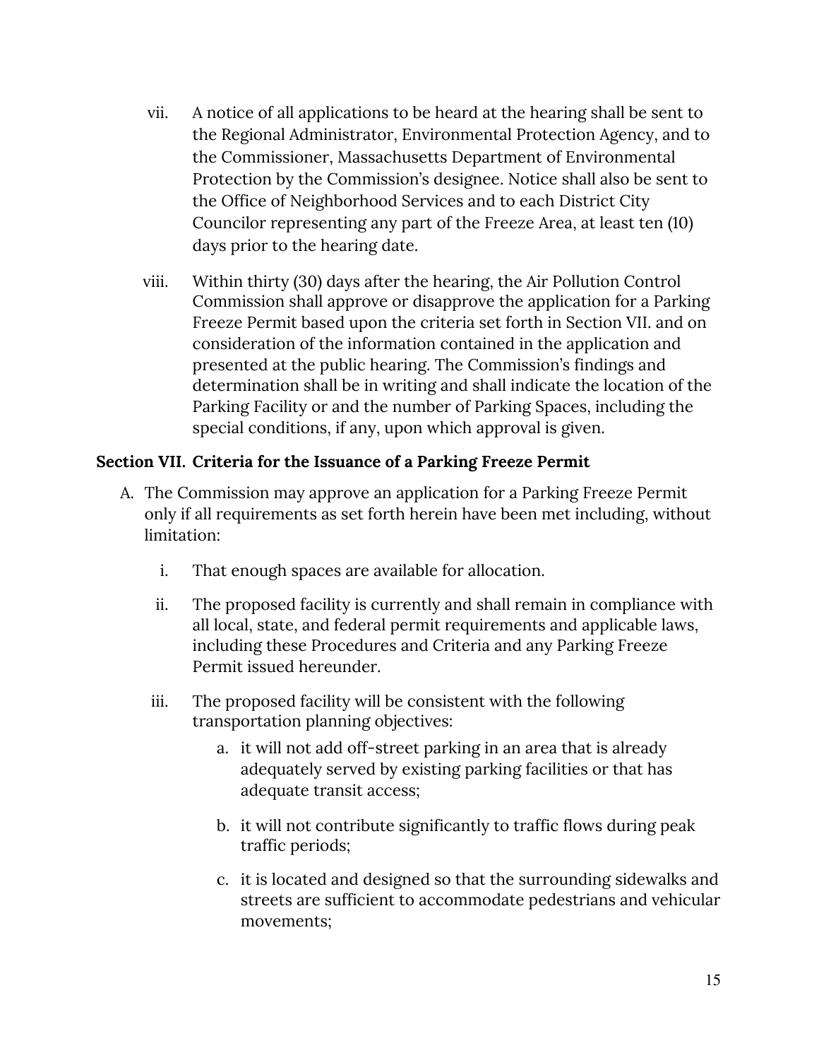vii. A notice of all applications to be heard at the hearing shall be sent to the Regional Administrator, Environmental Protection Agency, and to the Commissioner, Massachusetts Department of Environmental Protection by the Commission's designee. Notice shall also be sent to the Office of Neighborhood Services and to each District City Councilor representing any part of the Freeze Area, at least ten (10) days prior to the hearing date.

viii. Within thirty (30) days after the hearing, the Air Pollution Control Commission shall approve or disapprove the application for a Parking Freeze Permit based upon the criteria set forth in Section VII. and on consideration of the information contained in the application and presented at the public hearing. The Commission's findings and determination shall be in writing and shall indicate the location of the Parking Facility or and the number of Parking Spaces, including the special conditions, if any, upon which approval is given.

**Section VII. Criteria for the Issuance of a Parking Freeze Permit**

A. The Commission may approve an application for a Parking Freeze Permit only if all requirements as set forth herein have been met including, without limitation:

   i. That enough spaces are available for allocation.

   ii. The proposed facility is currently and shall remain in compliance with all local, state, and federal permit requirements and applicable laws, including these Procedures and Criteria and any Parking Freeze Permit issued hereunder.

   iii. The proposed facility will be consistent with the following transportation planning objectives:

      a. it will not add off-street parking in an area that is already adequately served by existing parking facilities or that has adequate transit access;

      b. it will not contribute significantly to traffic flows during peak traffic periods;

      c. it is located and designed so that the surrounding sidewalks and streets are sufficient to accommodate pedestrians and vehicular movements;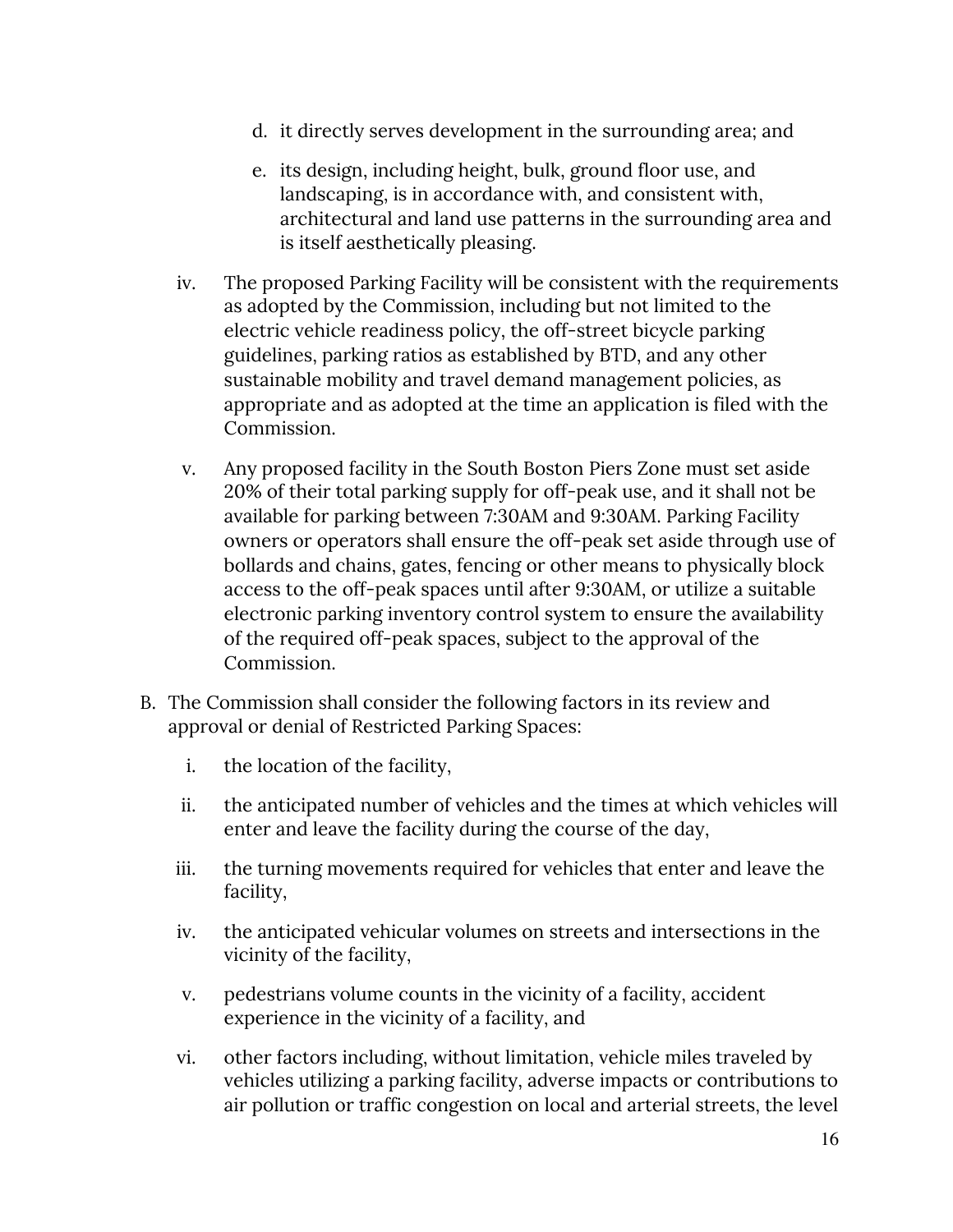d. it directly serves development in the surrounding area; and

e. its design, including height, bulk, ground floor use, and landscaping, is in accordance with, and consistent with, architectural and land use patterns in the surrounding area and is itself aesthetically pleasing.

iv. The proposed Parking Facility will be consistent with the requirements as adopted by the Commission, including but not limited to the electric vehicle readiness policy, the off-street bicycle parking guidelines, parking ratios as established by BTD, and any other sustainable mobility and travel demand management policies, as appropriate and as adopted at the time an application is filed with the Commission.

v. Any proposed facility in the South Boston Piers Zone must set aside 20% of their total parking supply for off-peak use, and it shall not be available for parking between 7:30AM and 9:30AM. Parking Facility owners or operators shall ensure the off-peak set aside through use of bollards and chains, gates, fencing or other means to physically block access to the off-peak spaces until after 9:30AM, or utilize a suitable electronic parking inventory control system to ensure the availability of the required off-peak spaces, subject to the approval of the Commission.

B. The Commission shall consider the following factors in its review and approval or denial of Restricted Parking Spaces:

i. the location of the facility,

ii. the anticipated number of vehicles and the times at which vehicles will enter and leave the facility during the course of the day,

iii. the turning movements required for vehicles that enter and leave the facility,

iv. the anticipated vehicular volumes on streets and intersections in the vicinity of the facility,

v. pedestrians volume counts in the vicinity of a facility, accident experience in the vicinity of a facility, and

vi. other factors including, without limitation, vehicle miles traveled by vehicles utilizing a parking facility, adverse impacts or contributions to air pollution or traffic congestion on local and arterial streets, the level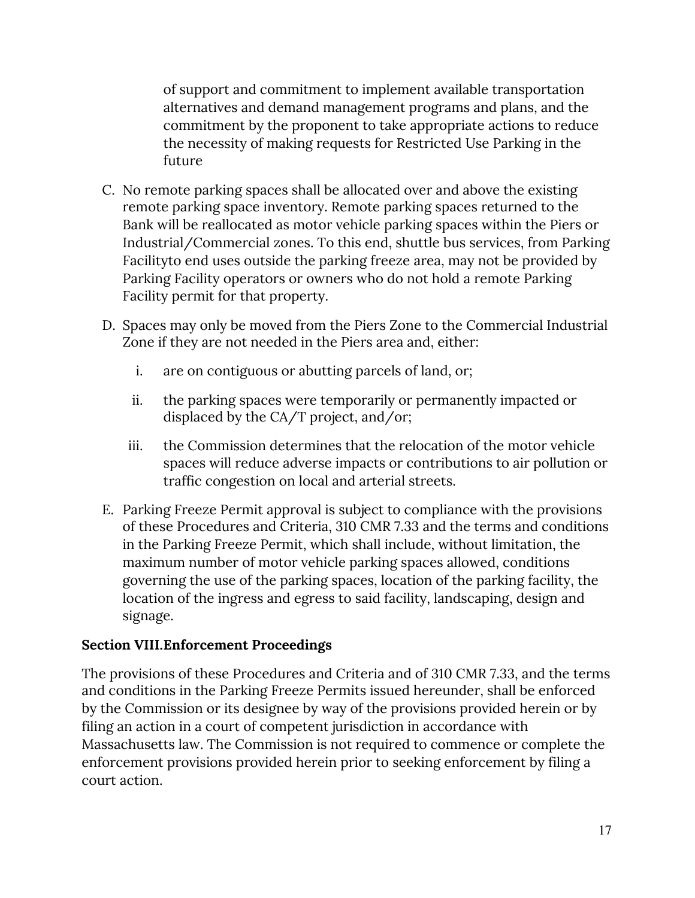of support and commitment to implement available transportation alternatives and demand management programs and plans, and the commitment by the proponent to take appropriate actions to reduce the necessity of making requests for Restricted Use Parking in the future

C. No remote parking spaces shall be allocated over and above the existing remote parking space inventory. Remote parking spaces returned to the Bank will be reallocated as motor vehicle parking spaces within the Piers or Industrial/Commercial zones. To this end, shuttle bus services, from Parking Facilityto end uses outside the parking freeze area, may not be provided by Parking Facility operators or owners who do not hold a remote Parking Facility permit for that property.

D. Spaces may only be moved from the Piers Zone to the Commercial Industrial Zone if they are not needed in the Piers area and, either:

   i. are on contiguous or abutting parcels of land, or;

   ii. the parking spaces were temporarily or permanently impacted or displaced by the CA/T project, and/or;

   iii. the Commission determines that the relocation of the motor vehicle spaces will reduce adverse impacts or contributions to air pollution or traffic congestion on local and arterial streets.

E. Parking Freeze Permit approval is subject to compliance with the provisions of these Procedures and Criteria, 310 CMR 7.33 and the terms and conditions in the Parking Freeze Permit, which shall include, without limitation, the maximum number of motor vehicle parking spaces allowed, conditions governing the use of the parking spaces, location of the parking facility, the location of the ingress and egress to said facility, landscaping, design and signage.

**Section VIII.Enforcement Proceedings**

The provisions of these Procedures and Criteria and of 310 CMR 7.33, and the terms and conditions in the Parking Freeze Permits issued hereunder, shall be enforced by the Commission or its designee by way of the provisions provided herein or by filing an action in a court of competent jurisdiction in accordance with Massachusetts law. The Commission is not required to commence or complete the enforcement provisions provided herein prior to seeking enforcement by filing a court action.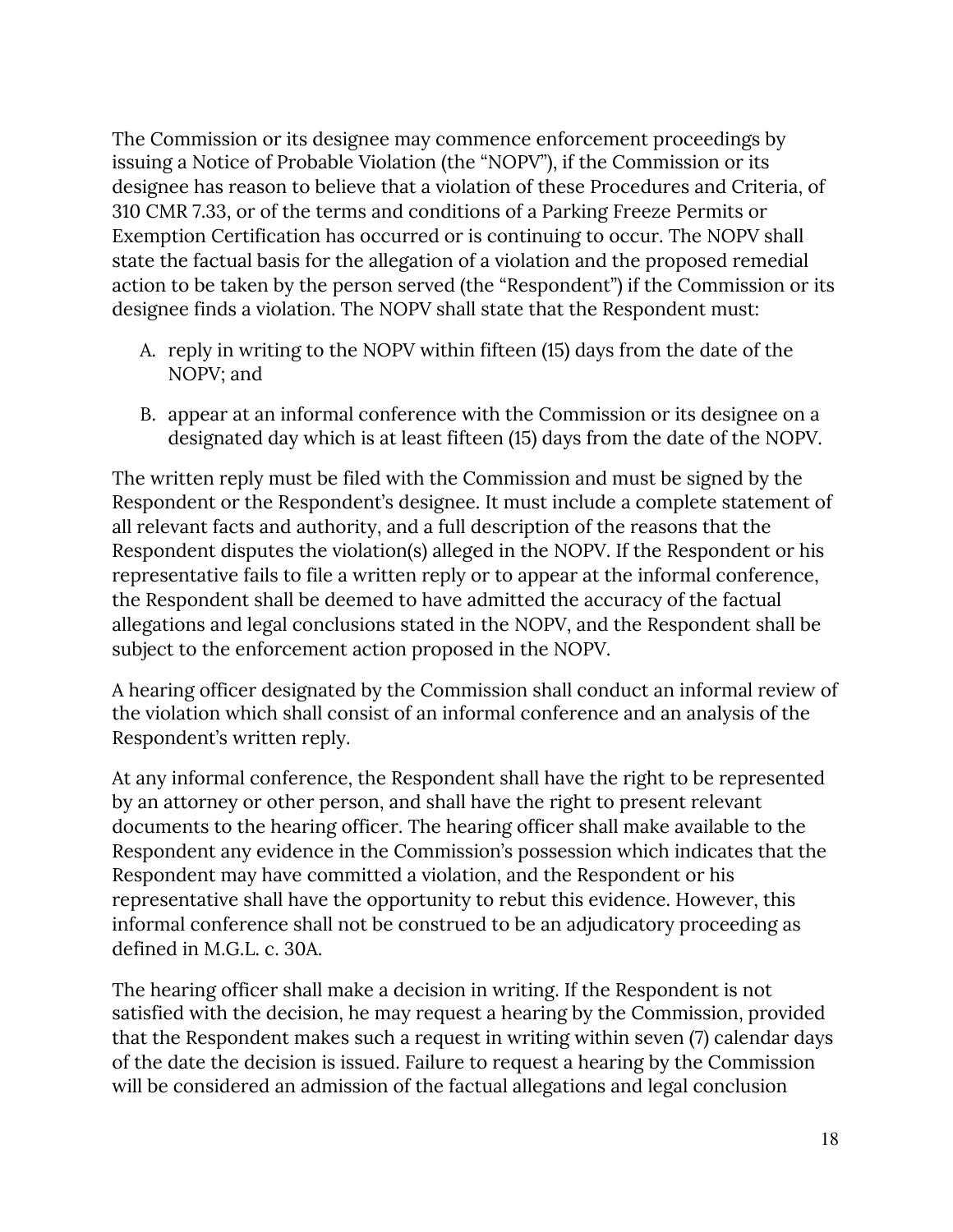The Commission or its designee may commence enforcement proceedings by issuing a Notice of Probable Violation (the "NOPV"), if the Commission or its designee has reason to believe that a violation of these Procedures and Criteria, of 310 CMR 7.33, or of the terms and conditions of a Parking Freeze Permits or Exemption Certification has occurred or is continuing to occur. The NOPV shall state the factual basis for the allegation of a violation and the proposed remedial action to be taken by the person served (the "Respondent") if the Commission or its designee finds a violation. The NOPV shall state that the Respondent must:

A. reply in writing to the NOPV within fifteen (15) days from the date of the NOPV; and

B. appear at an informal conference with the Commission or its designee on a designated day which is at least fifteen (15) days from the date of the NOPV.

The written reply must be filed with the Commission and must be signed by the Respondent or the Respondent's designee. It must include a complete statement of all relevant facts and authority, and a full description of the reasons that the Respondent disputes the violation(s) alleged in the NOPV. If the Respondent or his representative fails to file a written reply or to appear at the informal conference, the Respondent shall be deemed to have admitted the accuracy of the factual allegations and legal conclusions stated in the NOPV, and the Respondent shall be subject to the enforcement action proposed in the NOPV.

A hearing officer designated by the Commission shall conduct an informal review of the violation which shall consist of an informal conference and an analysis of the Respondent's written reply.

At any informal conference, the Respondent shall have the right to be represented by an attorney or other person, and shall have the right to present relevant documents to the hearing officer. The hearing officer shall make available to the Respondent any evidence in the Commission's possession which indicates that the Respondent may have committed a violation, and the Respondent or his representative shall have the opportunity to rebut this evidence. However, this informal conference shall not be construed to be an adjudicatory proceeding as defined in M.G.L. c. 30A.

The hearing officer shall make a decision in writing. If the Respondent is not satisfied with the decision, he may request a hearing by the Commission, provided that the Respondent makes such a request in writing within seven (7) calendar days of the date the decision is issued. Failure to request a hearing by the Commission will be considered an admission of the factual allegations and legal conclusion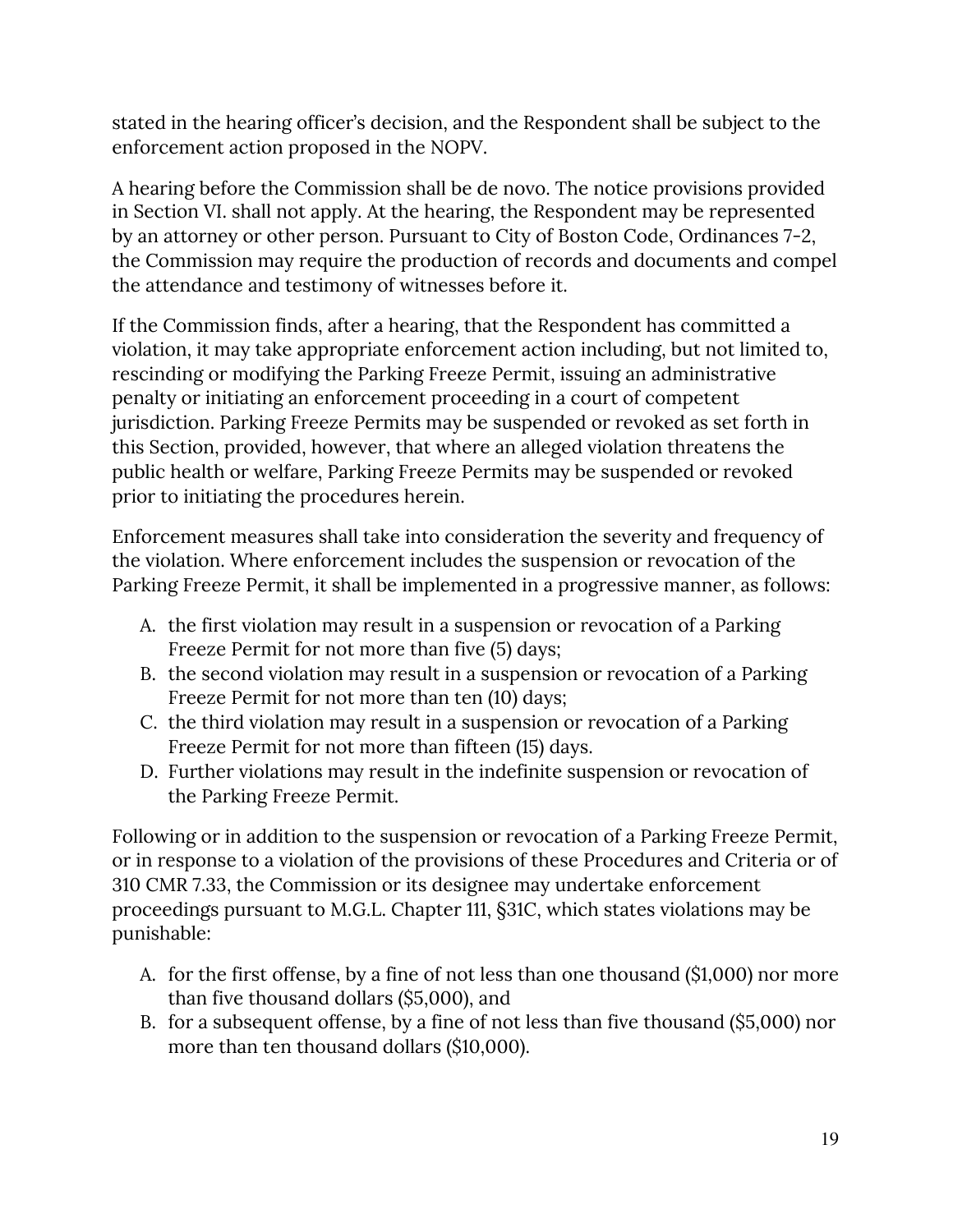stated in the hearing officer's decision, and the Respondent shall be subject to the enforcement action proposed in the NOPV.

A hearing before the Commission shall be de novo. The notice provisions provided in Section VI. shall not apply. At the hearing, the Respondent may be represented by an attorney or other person. Pursuant to City of Boston Code, Ordinances 7-2, the Commission may require the production of records and documents and compel the attendance and testimony of witnesses before it.

If the Commission finds, after a hearing, that the Respondent has committed a violation, it may take appropriate enforcement action including, but not limited to, rescinding or modifying the Parking Freeze Permit, issuing an administrative penalty or initiating an enforcement proceeding in a court of competent jurisdiction. Parking Freeze Permits may be suspended or revoked as set forth in this Section, provided, however, that where an alleged violation threatens the public health or welfare, Parking Freeze Permits may be suspended or revoked prior to initiating the procedures herein.

Enforcement measures shall take into consideration the severity and frequency of the violation. Where enforcement includes the suspension or revocation of the Parking Freeze Permit, it shall be implemented in a progressive manner, as follows:

A. the first violation may result in a suspension or revocation of a Parking Freeze Permit for not more than five (5) days;
B. the second violation may result in a suspension or revocation of a Parking Freeze Permit for not more than ten (10) days;
C. the third violation may result in a suspension or revocation of a Parking Freeze Permit for not more than fifteen (15) days.
D. Further violations may result in the indefinite suspension or revocation of the Parking Freeze Permit.

Following or in addition to the suspension or revocation of a Parking Freeze Permit, or in response to a violation of the provisions of these Procedures and Criteria or of 310 CMR 7.33, the Commission or its designee may undertake enforcement proceedings pursuant to M.G.L. Chapter 111, §31C, which states violations may be punishable:

A. for the first offense, by a fine of not less than one thousand ($1,000) nor more than five thousand dollars ($5,000), and
B. for a subsequent offense, by a fine of not less than five thousand ($5,000) nor more than ten thousand dollars ($10,000).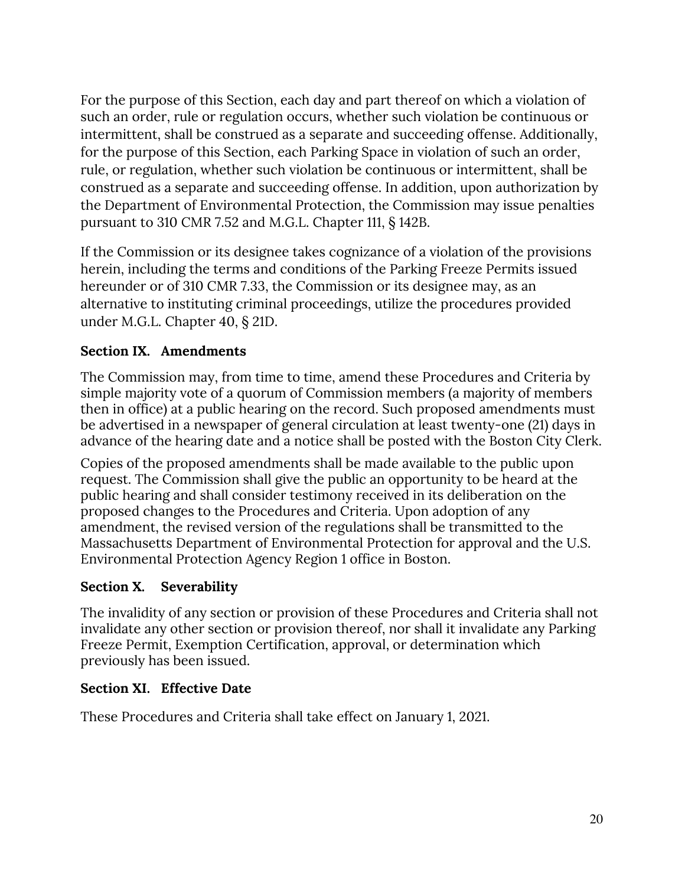For the purpose of this Section, each day and part thereof on which a violation of such an order, rule or regulation occurs, whether such violation be continuous or intermittent, shall be construed as a separate and succeeding offense. Additionally, for the purpose of this Section, each Parking Space in violation of such an order, rule, or regulation, whether such violation be continuous or intermittent, shall be construed as a separate and succeeding offense. In addition, upon authorization by the Department of Environmental Protection, the Commission may issue penalties pursuant to 310 CMR 7.52 and M.G.L. Chapter 111, § 142B.

If the Commission or its designee takes cognizance of a violation of the provisions herein, including the terms and conditions of the Parking Freeze Permits issued hereunder or of 310 CMR 7.33, the Commission or its designee may, as an alternative to instituting criminal proceedings, utilize the procedures provided under M.G.L. Chapter 40, § 21D.

**Section IX. Amendments**

The Commission may, from time to time, amend these Procedures and Criteria by simple majority vote of a quorum of Commission members (a majority of members then in office) at a public hearing on the record. Such proposed amendments must be advertised in a newspaper of general circulation at least twenty-one (21) days in advance of the hearing date and a notice shall be posted with the Boston City Clerk.

Copies of the proposed amendments shall be made available to the public upon request. The Commission shall give the public an opportunity to be heard at the public hearing and shall consider testimony received in its deliberation on the proposed changes to the Procedures and Criteria. Upon adoption of any amendment, the revised version of the regulations shall be transmitted to the Massachusetts Department of Environmental Protection for approval and the U.S. Environmental Protection Agency Region 1 office in Boston.

**Section X. Severability**

The invalidity of any section or provision of these Procedures and Criteria shall not invalidate any other section or provision thereof, nor shall it invalidate any Parking Freeze Permit, Exemption Certification, approval, or determination which previously has been issued.

**Section XI. Effective Date**

These Procedures and Criteria shall take effect on January 1, 2021.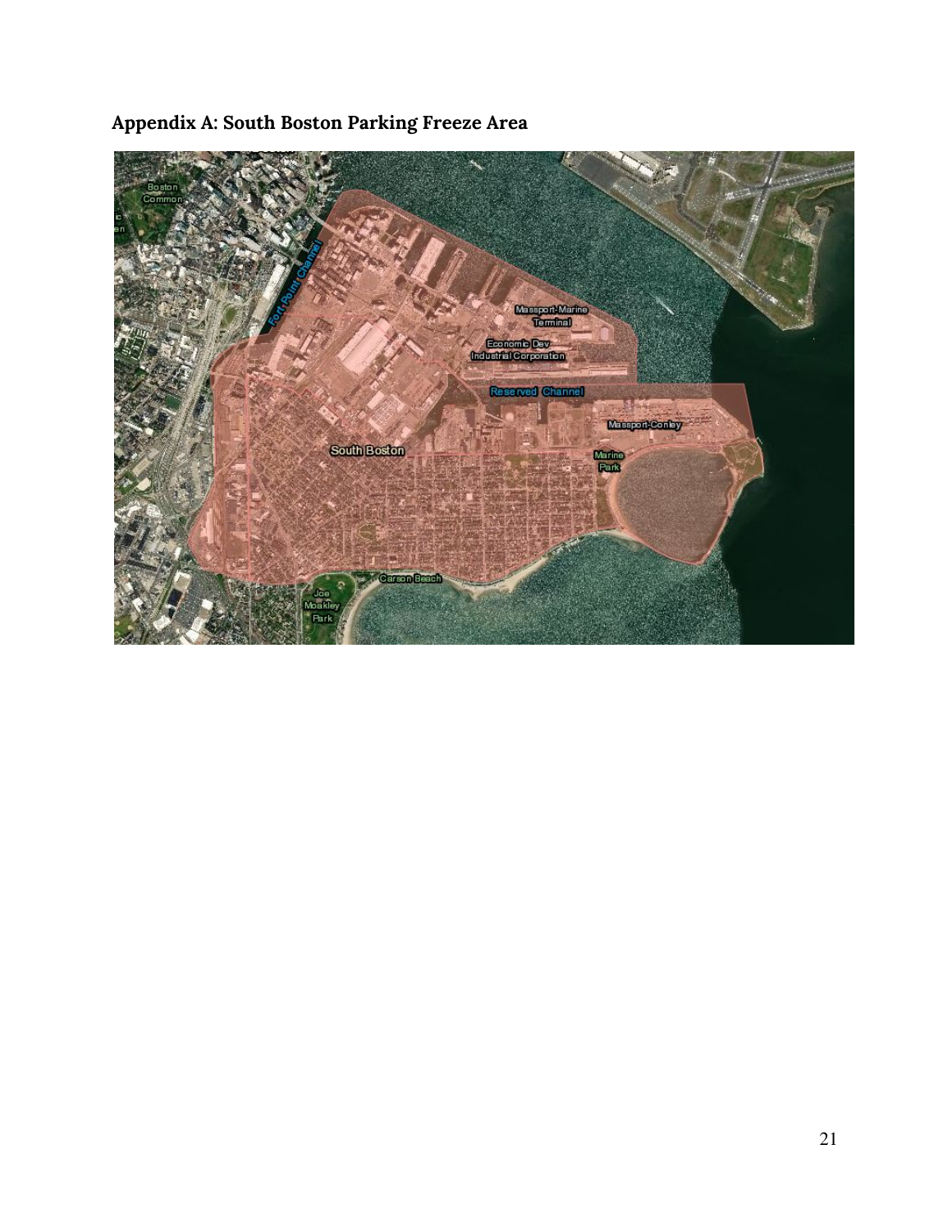## Appendix A: South Boston Parking Freeze Area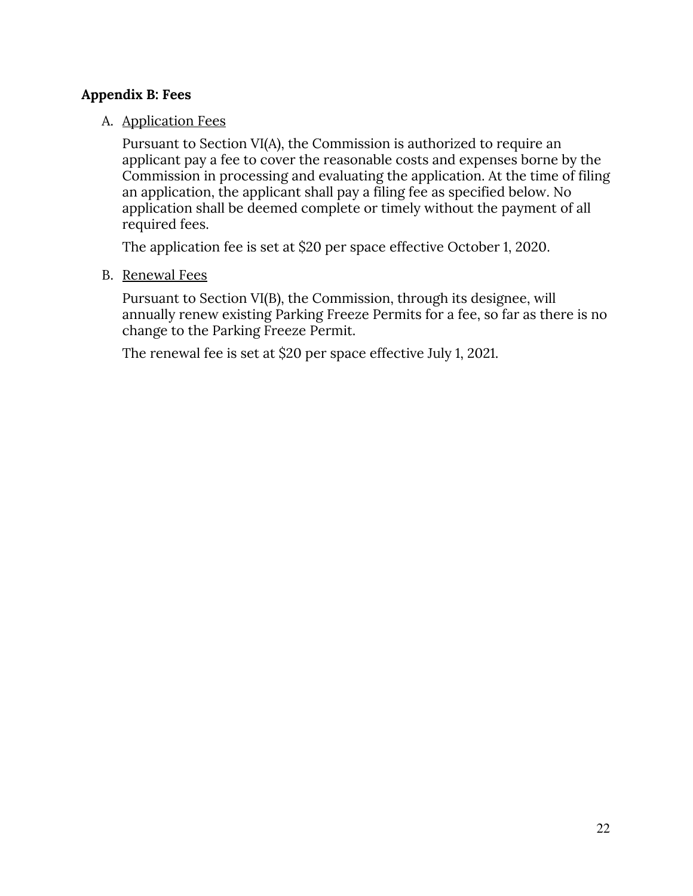## Appendix B: Fees

A. Application Fees

Pursuant to Section VI(A), the Commission is authorized to require an applicant pay a fee to cover the reasonable costs and expenses borne by the Commission in processing and evaluating the application. At the time of filing an application, the applicant shall pay a filing fee as specified below. No application shall be deemed complete or timely without the payment of all required fees.

The application fee is set at $20 per space effective October 1, 2020.

B. Renewal Fees

Pursuant to Section VI(B), the Commission, through its designee, will annually renew existing Parking Freeze Permits for a fee, so far as there is no change to the Parking Freeze Permit.

The renewal fee is set at $20 per space effective July 1, 2021.